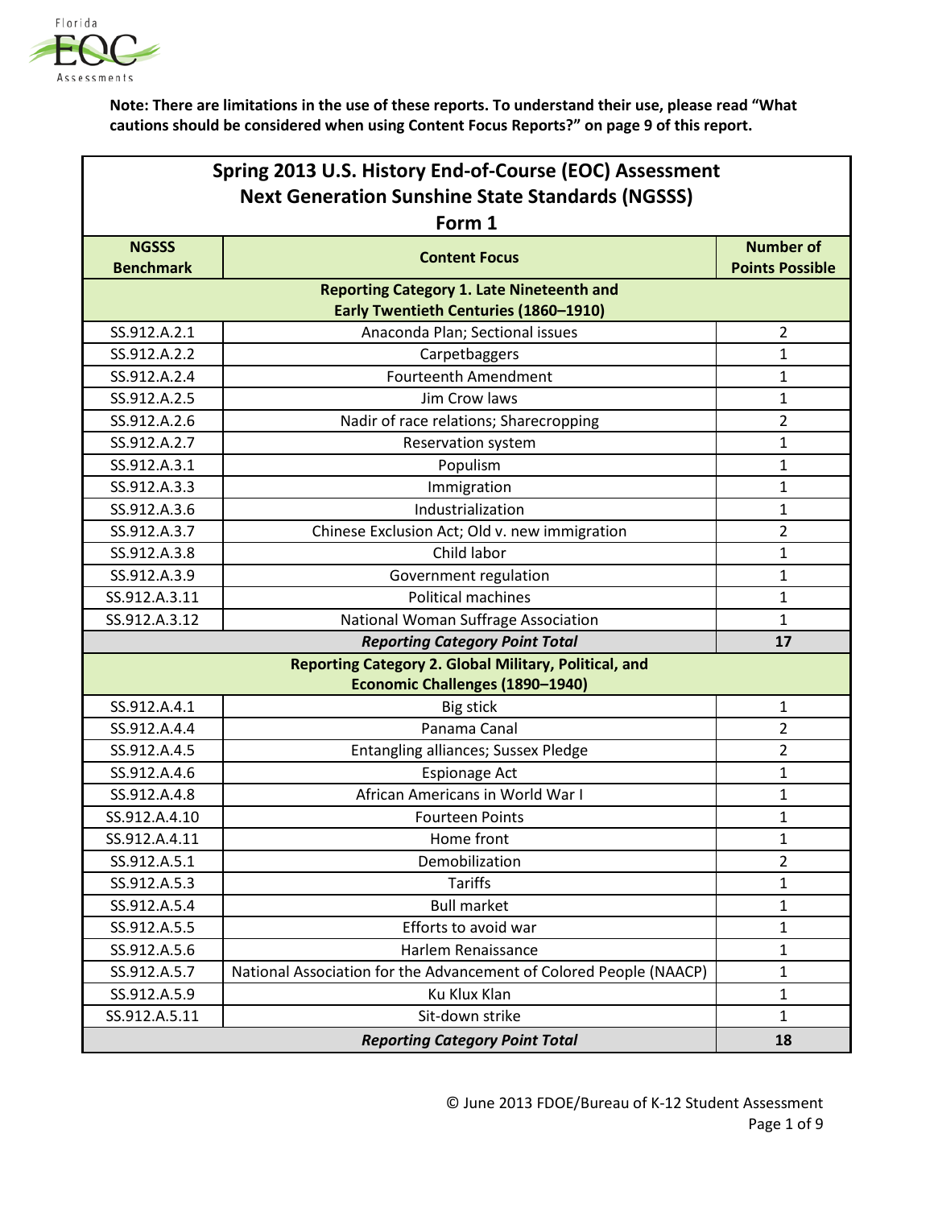**Note: There are limitations in the use of these reports. To understand their use, please read "What cautions should be considered when using Content Focus Reports?" on page 9 of this report.**

| Spring 2013 U.S. History End-of-Course (EOC) Assessment Next Generation Sunshine State Standards (NGSSS) Form 1 | | |
|---|---|---|
| **NGSSS Benchmark** | **Content Focus** | **Number of Points Possible** |
| | **Reporting Category 1. Late Nineteenth and Early Twentieth Centuries (1860–1910)** | |
| SS.912.A.2.1 | Anaconda Plan; Sectional issues | 2 |
| SS.912.A.2.2 | Carpetbaggers | 1 |
| SS.912.A.2.4 | Fourteenth Amendment | 1 |
| SS.912.A.2.5 | Jim Crow laws | 1 |
| SS.912.A.2.6 | Nadir of race relations; Sharecropping | 2 |
| SS.912.A.2.7 | Reservation system | 1 |
| SS.912.A.3.1 | Populism | 1 |
| SS.912.A.3.3 | Immigration | 1 |
| SS.912.A.3.6 | Industrialization | 1 |
| SS.912.A.3.7 | Chinese Exclusion Act; Old v. new immigration | 2 |
| SS.912.A.3.8 | Child labor | 1 |
| SS.912.A.3.9 | Government regulation | 1 |
| SS.912.A.3.11 | Political machines | 1 |
| SS.912.A.3.12 | National Woman Suffrage Association | 1 |
| | ***Reporting Category Point Total*** | **17** |
| | **Reporting Category 2. Global Military, Political, and Economic Challenges (1890–1940)** | |
| SS.912.A.4.1 | Big stick | 1 |
| SS.912.A.4.4 | Panama Canal | 2 |
| SS.912.A.4.5 | Entangling alliances; Sussex Pledge | 2 |
| SS.912.A.4.6 | Espionage Act | 1 |
| SS.912.A.4.8 | African Americans in World War I | 1 |
| SS.912.A.4.10 | Fourteen Points | 1 |
| SS.912.A.4.11 | Home front | 1 |
| SS.912.A.5.1 | Demobilization | 2 |
| SS.912.A.5.3 | Tariffs | 1 |
| SS.912.A.5.4 | Bull market | 1 |
| SS.912.A.5.5 | Efforts to avoid war | 1 |
| SS.912.A.5.6 | Harlem Renaissance | 1 |
| SS.912.A.5.7 | National Association for the Advancement of Colored People (NAACP) | 1 |
| SS.912.A.5.9 | Ku Klux Klan | 1 |
| SS.912.A.5.11 | Sit-down strike | 1 |
| | ***Reporting Category Point Total*** | **18** |

© June 2013 FDOE/Bureau of K-12 Student Assessment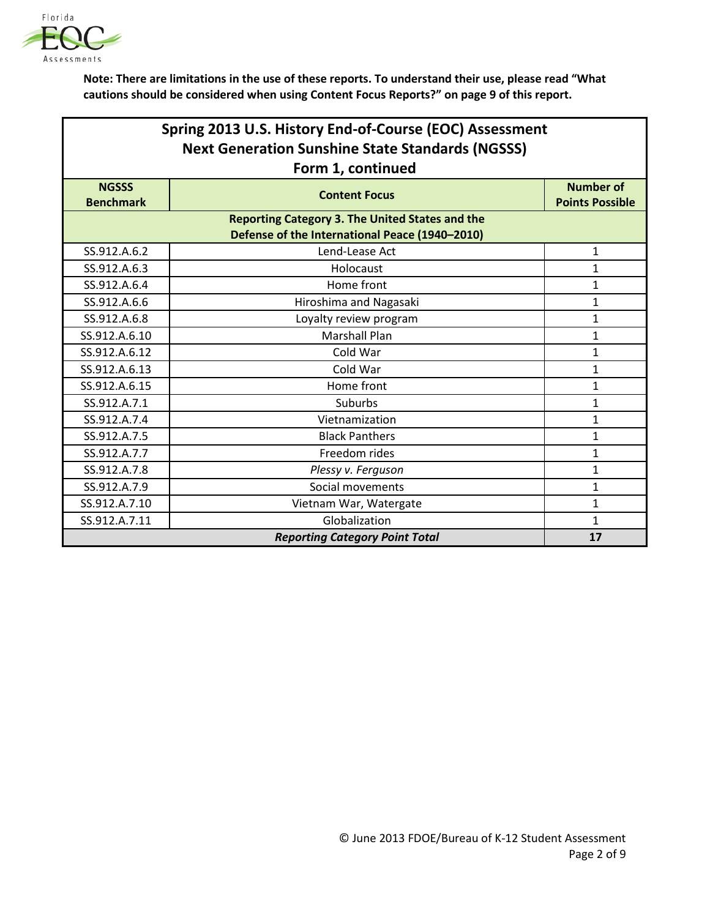**Note: There are limitations in the use of these reports. To understand their use, please read "What cautions should be considered when using Content Focus Reports?" on page 9 of this report.**

| Spring 2013 U.S. History End-of-Course (EOC) Assessment<br>Next Generation Sunshine State Standards (NGSSS)<br>Form 1, continued | | |
|---|---|---|
| **NGSSS Benchmark** | **Content Focus** | **Number of Points Possible** |
| **Reporting Category 3. The United States and the Defense of the International Peace (1940–2010)** | | |
| SS.912.A.6.2 | Lend-Lease Act | 1 |
| SS.912.A.6.3 | Holocaust | 1 |
| SS.912.A.6.4 | Home front | 1 |
| SS.912.A.6.6 | Hiroshima and Nagasaki | 1 |
| SS.912.A.6.8 | Loyalty review program | 1 |
| SS.912.A.6.10 | Marshall Plan | 1 |
| SS.912.A.6.12 | Cold War | 1 |
| SS.912.A.6.13 | Cold War | 1 |
| SS.912.A.6.15 | Home front | 1 |
| SS.912.A.7.1 | Suburbs | 1 |
| SS.912.A.7.4 | Vietnamization | 1 |
| SS.912.A.7.5 | Black Panthers | 1 |
| SS.912.A.7.7 | Freedom rides | 1 |
| SS.912.A.7.8 | *Plessy v. Ferguson* | 1 |
| SS.912.A.7.9 | Social movements | 1 |
| SS.912.A.7.10 | Vietnam War, Watergate | 1 |
| SS.912.A.7.11 | Globalization | 1 |
| ***Reporting Category Point Total*** | | **17** |

© June 2013 FDOE/Bureau of K-12 Student Assessment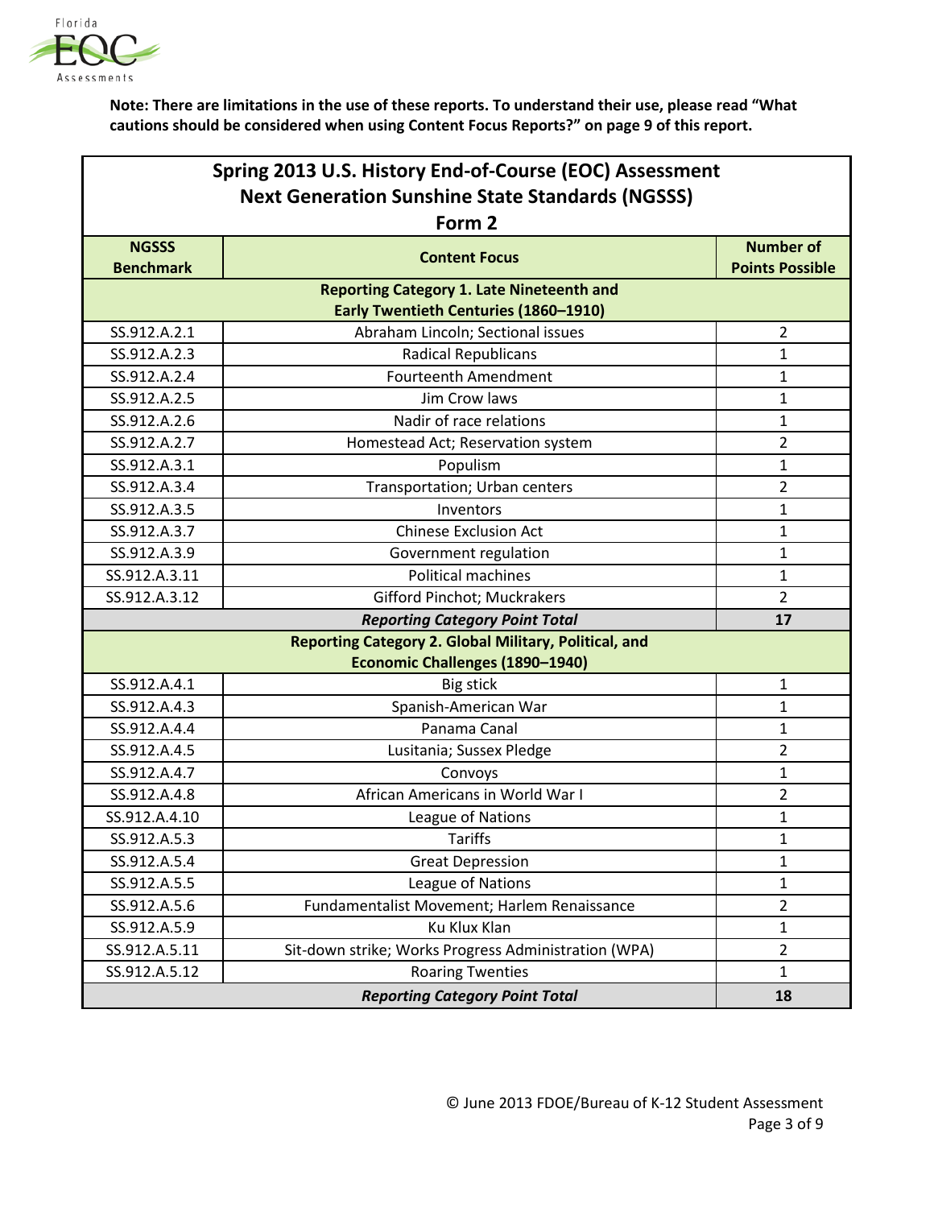**Note: There are limitations in the use of these reports. To understand their use, please read "What cautions should be considered when using Content Focus Reports?" on page 9 of this report.**

## Spring 2013 U.S. History End-of-Course (EOC) Assessment Next Generation Sunshine State Standards (NGSSS) Form 2

| NGSSS Benchmark | Content Focus | Number of Points Possible |
|---|---|---|
| **Reporting Category 1. Late Nineteenth and Early Twentieth Centuries (1860–1910)** | | |
| SS.912.A.2.1 | Abraham Lincoln; Sectional issues | 2 |
| SS.912.A.2.3 | Radical Republicans | 1 |
| SS.912.A.2.4 | Fourteenth Amendment | 1 |
| SS.912.A.2.5 | Jim Crow laws | 1 |
| SS.912.A.2.6 | Nadir of race relations | 1 |
| SS.912.A.2.7 | Homestead Act; Reservation system | 2 |
| SS.912.A.3.1 | Populism | 1 |
| SS.912.A.3.4 | Transportation; Urban centers | 2 |
| SS.912.A.3.5 | Inventors | 1 |
| SS.912.A.3.7 | Chinese Exclusion Act | 1 |
| SS.912.A.3.9 | Government regulation | 1 |
| SS.912.A.3.11 | Political machines | 1 |
| SS.912.A.3.12 | Gifford Pinchot; Muckrakers | 2 |
| ***Reporting Category Point Total*** | | **17** |
| **Reporting Category 2. Global Military, Political, and Economic Challenges (1890–1940)** | | |
| SS.912.A.4.1 | Big stick | 1 |
| SS.912.A.4.3 | Spanish-American War | 1 |
| SS.912.A.4.4 | Panama Canal | 1 |
| SS.912.A.4.5 | Lusitania; Sussex Pledge | 2 |
| SS.912.A.4.7 | Convoys | 1 |
| SS.912.A.4.8 | African Americans in World War I | 2 |
| SS.912.A.4.10 | League of Nations | 1 |
| SS.912.A.5.3 | Tariffs | 1 |
| SS.912.A.5.4 | Great Depression | 1 |
| SS.912.A.5.5 | League of Nations | 1 |
| SS.912.A.5.6 | Fundamentalist Movement; Harlem Renaissance | 2 |
| SS.912.A.5.9 | Ku Klux Klan | 1 |
| SS.912.A.5.11 | Sit-down strike; Works Progress Administration (WPA) | 2 |
| SS.912.A.5.12 | Roaring Twenties | 1 |
| ***Reporting Category Point Total*** | | **18** |

© June 2013 FDOE/Bureau of K-12 Student Assessment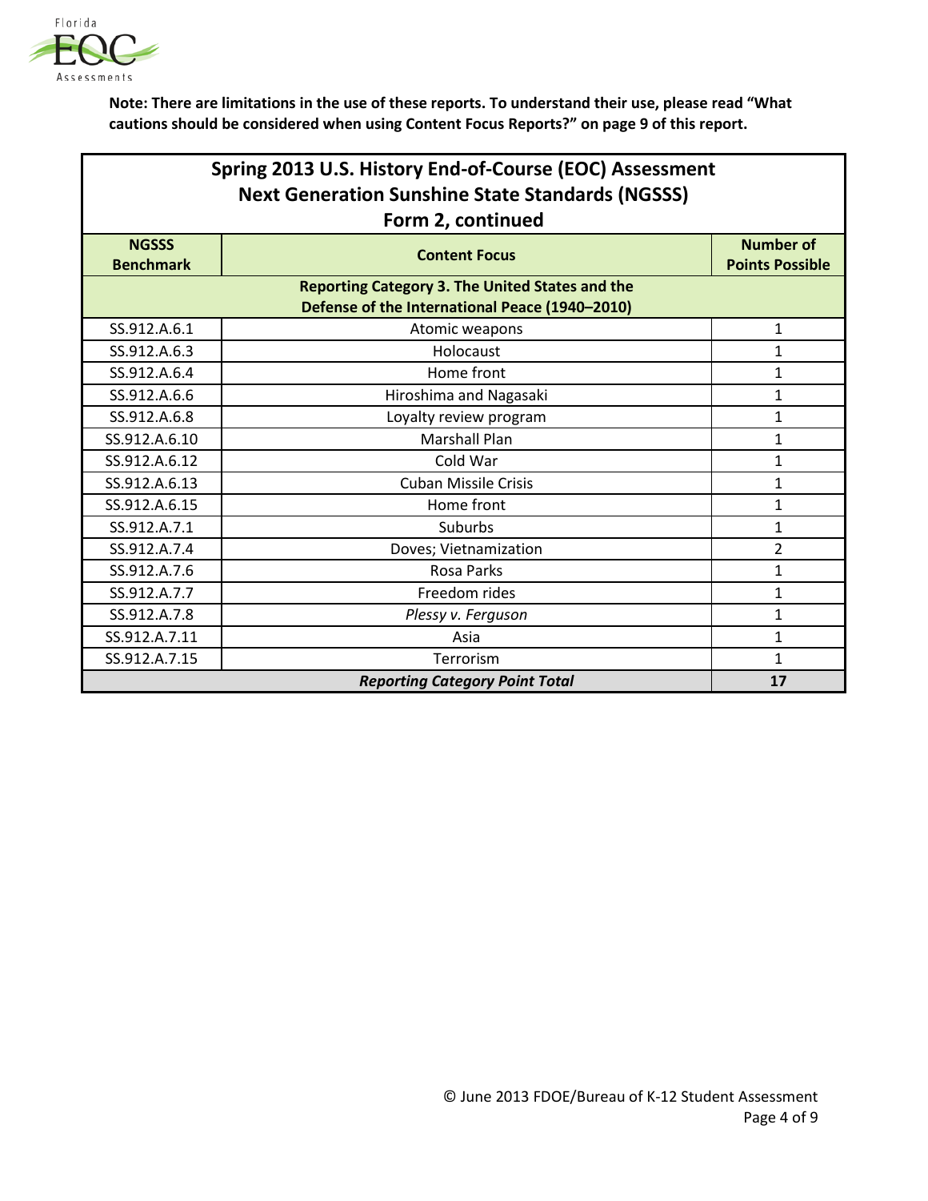**Note: There are limitations in the use of these reports. To understand their use, please read "What cautions should be considered when using Content Focus Reports?" on page 9 of this report.**

| Spring 2013 U.S. History End-of-Course (EOC) Assessment<br>Next Generation Sunshine State Standards (NGSSS)<br>Form 2, continued | | |
|---|---|---|
| **NGSSS Benchmark** | **Content Focus** | **Number of Points Possible** |
| **Reporting Category 3. The United States and the Defense of the International Peace (1940–2010)** | | |
| SS.912.A.6.1 | Atomic weapons | 1 |
| SS.912.A.6.3 | Holocaust | 1 |
| SS.912.A.6.4 | Home front | 1 |
| SS.912.A.6.6 | Hiroshima and Nagasaki | 1 |
| SS.912.A.6.8 | Loyalty review program | 1 |
| SS.912.A.6.10 | Marshall Plan | 1 |
| SS.912.A.6.12 | Cold War | 1 |
| SS.912.A.6.13 | Cuban Missile Crisis | 1 |
| SS.912.A.6.15 | Home front | 1 |
| SS.912.A.7.1 | Suburbs | 1 |
| SS.912.A.7.4 | Doves; Vietnamization | 2 |
| SS.912.A.7.6 | Rosa Parks | 1 |
| SS.912.A.7.7 | Freedom rides | 1 |
| SS.912.A.7.8 | *Plessy v. Ferguson* | 1 |
| SS.912.A.7.11 | Asia | 1 |
| SS.912.A.7.15 | Terrorism | 1 |
| ***Reporting Category Point Total*** | | **17** |

© June 2013 FDOE/Bureau of K-12 Student Assessment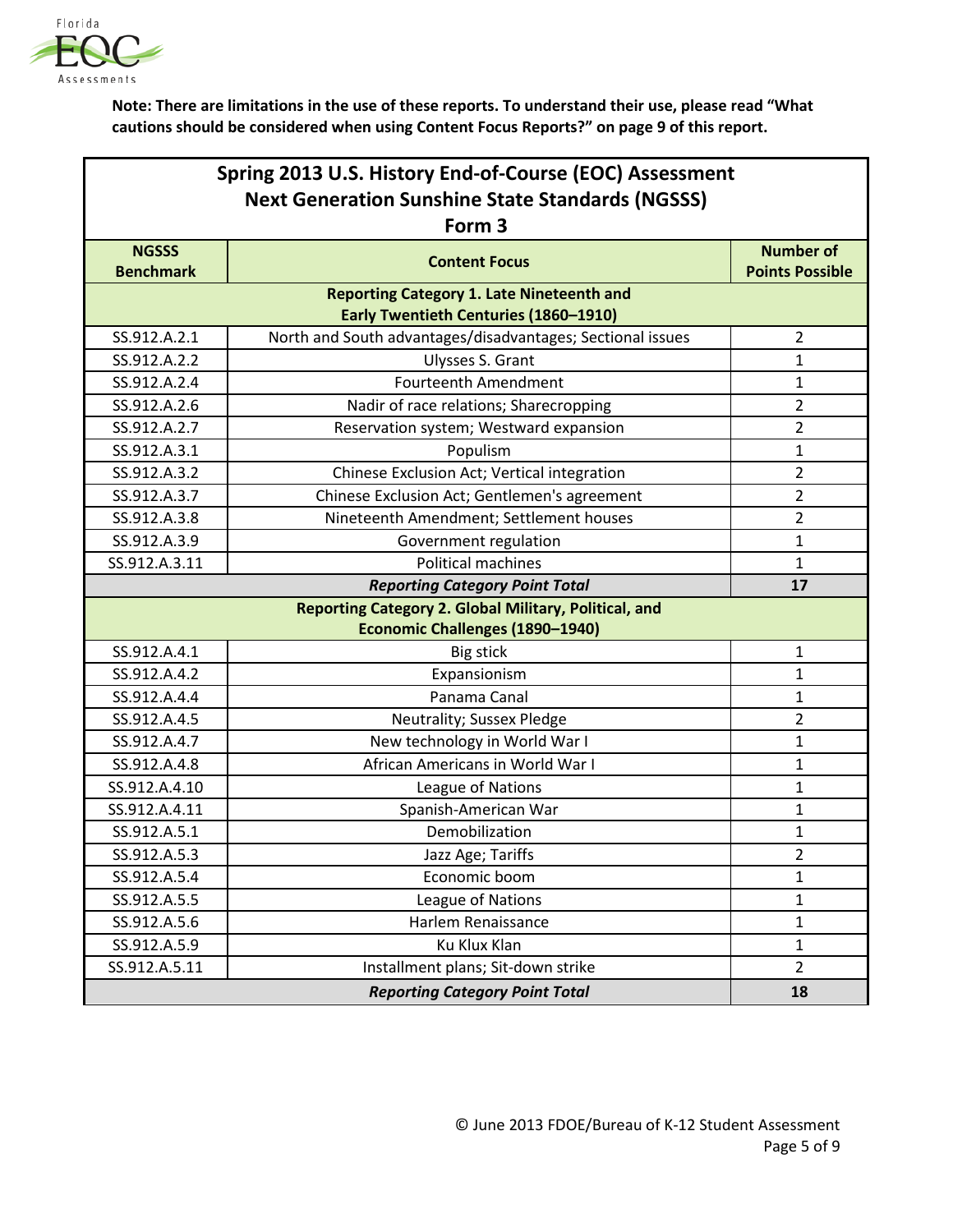**Note: There are limitations in the use of these reports. To understand their use, please read "What cautions should be considered when using Content Focus Reports?" on page 9 of this report.**

## Spring 2013 U.S. History End-of-Course (EOC) Assessment
## Next Generation Sunshine State Standards (NGSSS)
## Form 3

| NGSSS Benchmark | Content Focus | Number of Points Possible |
|---|---|---|
| **Reporting Category 1. Late Nineteenth and Early Twentieth Centuries (1860–1910)** | | |
| SS.912.A.2.1 | North and South advantages/disadvantages; Sectional issues | 2 |
| SS.912.A.2.2 | Ulysses S. Grant | 1 |
| SS.912.A.2.4 | Fourteenth Amendment | 1 |
| SS.912.A.2.6 | Nadir of race relations; Sharecropping | 2 |
| SS.912.A.2.7 | Reservation system; Westward expansion | 2 |
| SS.912.A.3.1 | Populism | 1 |
| SS.912.A.3.2 | Chinese Exclusion Act; Vertical integration | 2 |
| SS.912.A.3.7 | Chinese Exclusion Act; Gentlemen's agreement | 2 |
| SS.912.A.3.8 | Nineteenth Amendment; Settlement houses | 2 |
| SS.912.A.3.9 | Government regulation | 1 |
| SS.912.A.3.11 | Political machines | 1 |
| | ***Reporting Category Point Total*** | **17** |
| **Reporting Category 2. Global Military, Political, and Economic Challenges (1890–1940)** | | |
| SS.912.A.4.1 | Big stick | 1 |
| SS.912.A.4.2 | Expansionism | 1 |
| SS.912.A.4.4 | Panama Canal | 1 |
| SS.912.A.4.5 | Neutrality; Sussex Pledge | 2 |
| SS.912.A.4.7 | New technology in World War I | 1 |
| SS.912.A.4.8 | African Americans in World War I | 1 |
| SS.912.A.4.10 | League of Nations | 1 |
| SS.912.A.4.11 | Spanish-American War | 1 |
| SS.912.A.5.1 | Demobilization | 1 |
| SS.912.A.5.3 | Jazz Age; Tariffs | 2 |
| SS.912.A.5.4 | Economic boom | 1 |
| SS.912.A.5.5 | League of Nations | 1 |
| SS.912.A.5.6 | Harlem Renaissance | 1 |
| SS.912.A.5.9 | Ku Klux Klan | 1 |
| SS.912.A.5.11 | Installment plans; Sit-down strike | 2 |
| | ***Reporting Category Point Total*** | **18** |

© June 2013 FDOE/Bureau of K-12 Student Assessment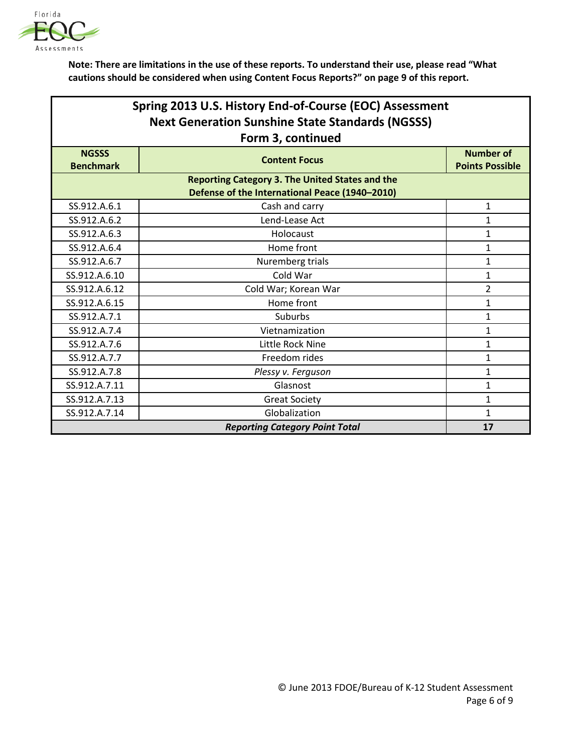**Note: There are limitations in the use of these reports. To understand their use, please read "What cautions should be considered when using Content Focus Reports?" on page 9 of this report.**

## Spring 2013 U.S. History End-of-Course (EOC) Assessment
## Next Generation Sunshine State Standards (NGSSS)
## Form 3, continued

| NGSSS Benchmark | Content Focus | Number of Points Possible |
|---|---|---|
| **Reporting Category 3. The United States and the Defense of the International Peace (1940–2010)** | | |
| SS.912.A.6.1 | Cash and carry | 1 |
| SS.912.A.6.2 | Lend-Lease Act | 1 |
| SS.912.A.6.3 | Holocaust | 1 |
| SS.912.A.6.4 | Home front | 1 |
| SS.912.A.6.7 | Nuremberg trials | 1 |
| SS.912.A.6.10 | Cold War | 1 |
| SS.912.A.6.12 | Cold War; Korean War | 2 |
| SS.912.A.6.15 | Home front | 1 |
| SS.912.A.7.1 | Suburbs | 1 |
| SS.912.A.7.4 | Vietnamization | 1 |
| SS.912.A.7.6 | Little Rock Nine | 1 |
| SS.912.A.7.7 | Freedom rides | 1 |
| SS.912.A.7.8 | *Plessy v. Ferguson* | 1 |
| SS.912.A.7.11 | Glasnost | 1 |
| SS.912.A.7.13 | Great Society | 1 |
| SS.912.A.7.14 | Globalization | 1 |
| ***Reporting Category Point Total*** | | **17** |

© June 2013 FDOE/Bureau of K-12 Student Assessment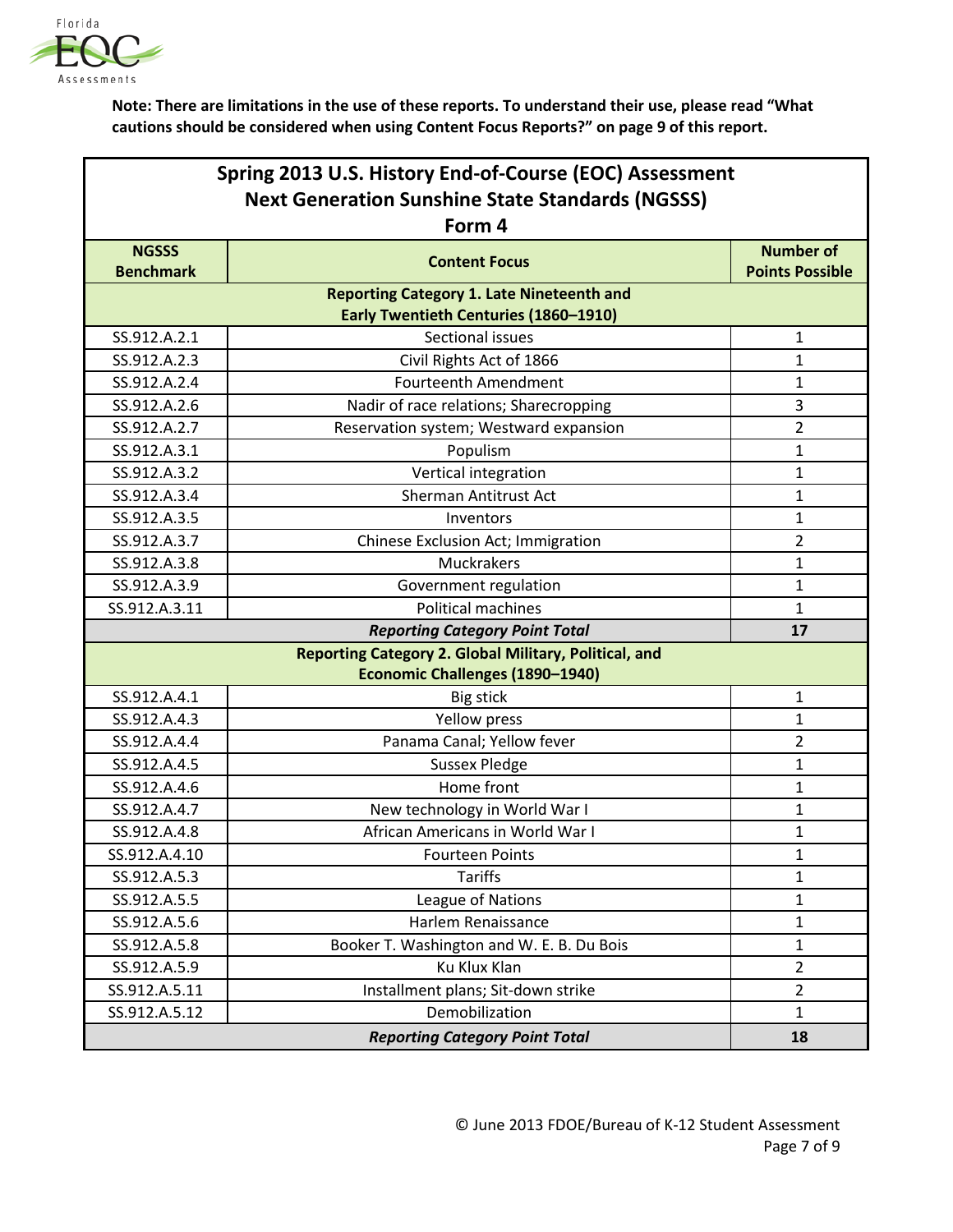**Note: There are limitations in the use of these reports. To understand their use, please read "What cautions should be considered when using Content Focus Reports?" on page 9 of this report.**

## Spring 2013 U.S. History End-of-Course (EOC) Assessment Next Generation Sunshine State Standards (NGSSS) Form 4

| NGSSS Benchmark | Content Focus | Number of Points Possible |
|---|---|---|
| **Reporting Category 1. Late Nineteenth and Early Twentieth Centuries (1860–1910)** | | |
| SS.912.A.2.1 | Sectional issues | 1 |
| SS.912.A.2.3 | Civil Rights Act of 1866 | 1 |
| SS.912.A.2.4 | Fourteenth Amendment | 1 |
| SS.912.A.2.6 | Nadir of race relations; Sharecropping | 3 |
| SS.912.A.2.7 | Reservation system; Westward expansion | 2 |
| SS.912.A.3.1 | Populism | 1 |
| SS.912.A.3.2 | Vertical integration | 1 |
| SS.912.A.3.4 | Sherman Antitrust Act | 1 |
| SS.912.A.3.5 | Inventors | 1 |
| SS.912.A.3.7 | Chinese Exclusion Act; Immigration | 2 |
| SS.912.A.3.8 | Muckrakers | 1 |
| SS.912.A.3.9 | Government regulation | 1 |
| SS.912.A.3.11 | Political machines | 1 |
| | ***Reporting Category Point Total*** | **17** |
| **Reporting Category 2. Global Military, Political, and Economic Challenges (1890–1940)** | | |
| SS.912.A.4.1 | Big stick | 1 |
| SS.912.A.4.3 | Yellow press | 1 |
| SS.912.A.4.4 | Panama Canal; Yellow fever | 2 |
| SS.912.A.4.5 | Sussex Pledge | 1 |
| SS.912.A.4.6 | Home front | 1 |
| SS.912.A.4.7 | New technology in World War I | 1 |
| SS.912.A.4.8 | African Americans in World War I | 1 |
| SS.912.A.4.10 | Fourteen Points | 1 |
| SS.912.A.5.3 | Tariffs | 1 |
| SS.912.A.5.5 | League of Nations | 1 |
| SS.912.A.5.6 | Harlem Renaissance | 1 |
| SS.912.A.5.8 | Booker T. Washington and W. E. B. Du Bois | 1 |
| SS.912.A.5.9 | Ku Klux Klan | 2 |
| SS.912.A.5.11 | Installment plans; Sit-down strike | 2 |
| SS.912.A.5.12 | Demobilization | 1 |
| | ***Reporting Category Point Total*** | **18** |

© June 2013 FDOE/Bureau of K-12 Student Assessment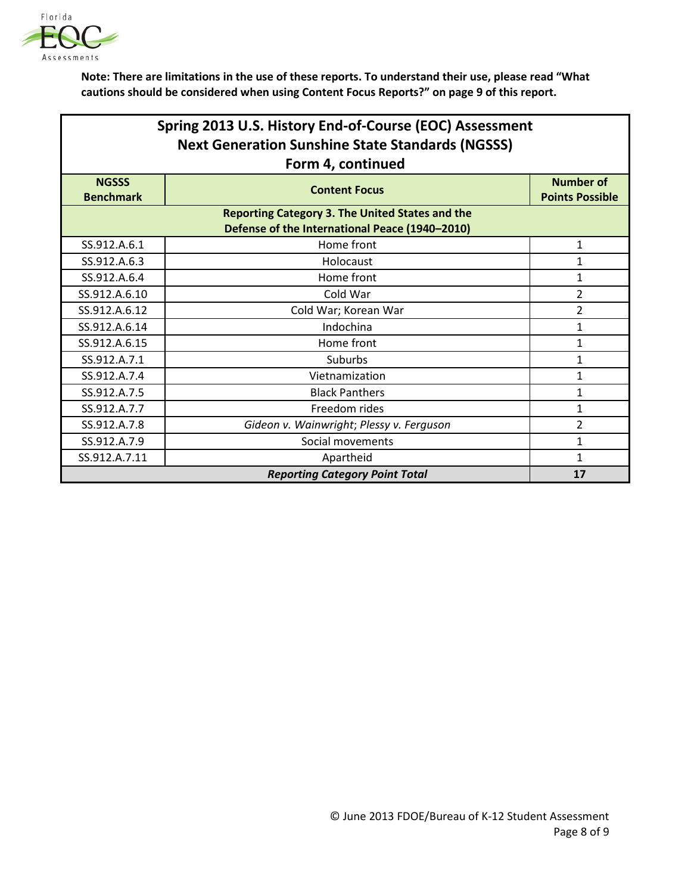**Note: There are limitations in the use of these reports. To understand their use, please read "What cautions should be considered when using Content Focus Reports?" on page 9 of this report.**

| Spring 2013 U.S. History End-of-Course (EOC) Assessment<br>Next Generation Sunshine State Standards (NGSSS)<br>Form 4, continued | | |
|---|---|---|
| **NGSSS Benchmark** | **Content Focus** | **Number of Points Possible** |
| | **Reporting Category 3. The United States and the Defense of the International Peace (1940–2010)** | |
| SS.912.A.6.1 | Home front | 1 |
| SS.912.A.6.3 | Holocaust | 1 |
| SS.912.A.6.4 | Home front | 1 |
| SS.912.A.6.10 | Cold War | 2 |
| SS.912.A.6.12 | Cold War; Korean War | 2 |
| SS.912.A.6.14 | Indochina | 1 |
| SS.912.A.6.15 | Home front | 1 |
| SS.912.A.7.1 | Suburbs | 1 |
| SS.912.A.7.4 | Vietnamization | 1 |
| SS.912.A.7.5 | Black Panthers | 1 |
| SS.912.A.7.7 | Freedom rides | 1 |
| SS.912.A.7.8 | *Gideon v. Wainwright*; *Plessy v. Ferguson* | 2 |
| SS.912.A.7.9 | Social movements | 1 |
| SS.912.A.7.11 | Apartheid | 1 |
| | ***Reporting Category Point Total*** | **17** |

© June 2013 FDOE/Bureau of K-12 Student Assessment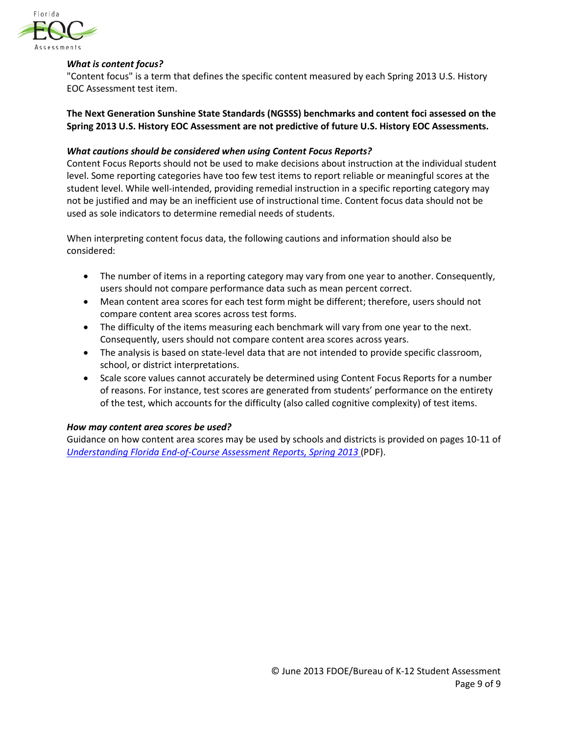### *What is content focus?*

"Content focus" is a term that defines the specific content measured by each Spring 2013 U.S. History EOC Assessment test item.

**The Next Generation Sunshine State Standards (NGSSS) benchmarks and content foci assessed on the Spring 2013 U.S. History EOC Assessment are not predictive of future U.S. History EOC Assessments.**

### *What cautions should be considered when using Content Focus Reports?*

Content Focus Reports should not be used to make decisions about instruction at the individual student level. Some reporting categories have too few test items to report reliable or meaningful scores at the student level. While well-intended, providing remedial instruction in a specific reporting category may not be justified and may be an inefficient use of instructional time. Content focus data should not be used as sole indicators to determine remedial needs of students.

When interpreting content focus data, the following cautions and information should also be considered:

- The number of items in a reporting category may vary from one year to another. Consequently, users should not compare performance data such as mean percent correct.
- Mean content area scores for each test form might be different; therefore, users should not compare content area scores across test forms.
- The difficulty of the items measuring each benchmark will vary from one year to the next. Consequently, users should not compare content area scores across years.
- The analysis is based on state-level data that are not intended to provide specific classroom, school, or district interpretations.
- Scale score values cannot accurately be determined using Content Focus Reports for a number of reasons. For instance, test scores are generated from students' performance on the entirety of the test, which accounts for the difficulty (also called cognitive complexity) of test items.

### *How may content area scores be used?*

Guidance on how content area scores may be used by schools and districts is provided on pages 10-11 of *Understanding Florida End-of-Course Assessment Reports, Spring 2013* (PDF).